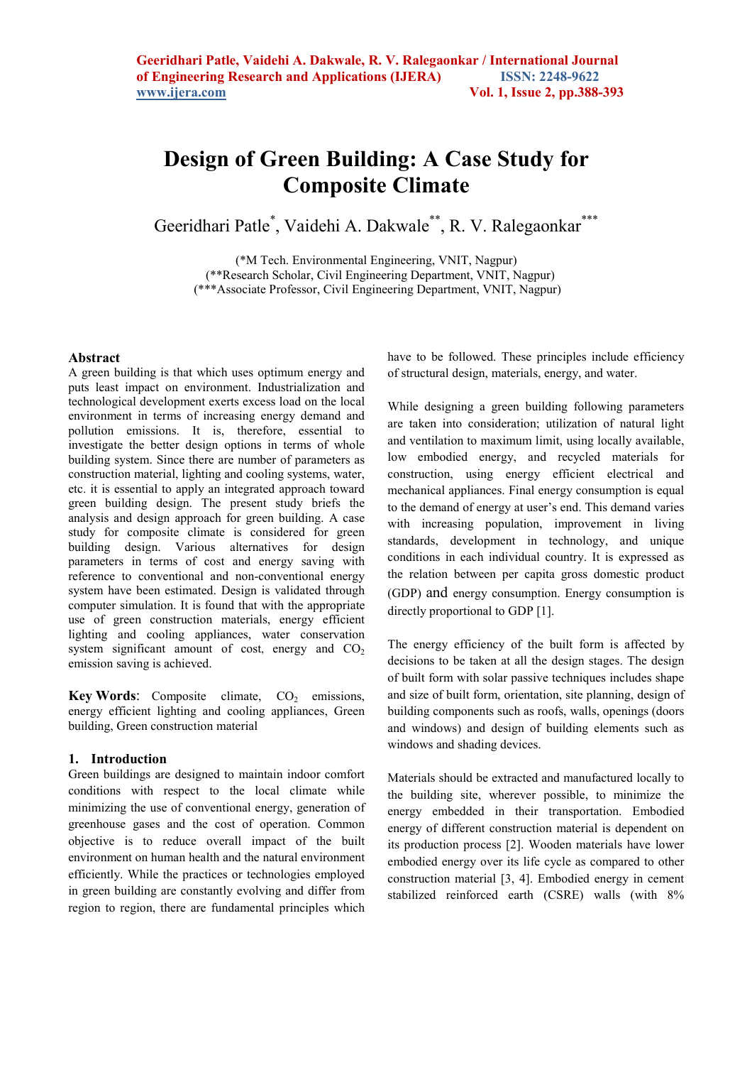# Design of Green Building: A Case Study for Composite Climate

Geeridhari Patle[*], Vaidehi A. Dakwale[**], R. V. Ralegaonkar[***]

(*M Tech. Environmental Engineering, VNIT, Nagpur)
(**Research Scholar, Civil Engineering Department, VNIT, Nagpur)
(***Associate Professor, Civil Engineering Department, VNIT, Nagpur)

## Abstract

A green building is that which uses optimum energy and puts least impact on environment. Industrialization and technological development exerts excess load on the local environment in terms of increasing energy demand and pollution emissions. It is, therefore, essential to investigate the better design options in terms of whole building system. Since there are number of parameters as construction material, lighting and cooling systems, water, etc. it is essential to apply an integrated approach toward green building design. The present study briefs the analysis and design approach for green building. A case study for composite climate is considered for green building design. Various alternatives for design parameters in terms of cost and energy saving with reference to conventional and non-conventional energy system have been estimated. Design is validated through computer simulation. It is found that with the appropriate use of green construction materials, energy efficient lighting and cooling appliances, water conservation system significant amount of cost, energy and $CO_2$ emission saving is achieved.

**Key Words**: Composite climate, $CO_2$ emissions, energy efficient lighting and cooling appliances, Green building, Green construction material

## 1. Introduction

Green buildings are designed to maintain indoor comfort conditions with respect to the local climate while minimizing the use of conventional energy, generation of greenhouse gases and the cost of operation. Common objective is to reduce overall impact of the built environment on human health and the natural environment efficiently. While the practices or technologies employed in green building are constantly evolving and differ from region to region, there are fundamental principles which have to be followed. These principles include efficiency of structural design, materials, energy, and water.

While designing a green building following parameters are taken into consideration; utilization of natural light and ventilation to maximum limit, using locally available, low embodied energy, and recycled materials for construction, using energy efficient electrical and mechanical appliances. Final energy consumption is equal to the demand of energy at user's end. This demand varies with increasing population, improvement in living standards, development in technology, and unique conditions in each individual country. It is expressed as the relation between per capita gross domestic product (GDP) and energy consumption. Energy consumption is directly proportional to GDP [1].

The energy efficiency of the built form is affected by decisions to be taken at all the design stages. The design of built form with solar passive techniques includes shape and size of built form, orientation, site planning, design of building components such as roofs, walls, openings (doors and windows) and design of building elements such as windows and shading devices.

Materials should be extracted and manufactured locally to the building site, wherever possible, to minimize the energy embedded in their transportation. Embodied energy of different construction material is dependent on its production process [2]. Wooden materials have lower embodied energy over its life cycle as compared to other construction material [3, 4]. Embodied energy in cement stabilized reinforced earth (CSRE) walls (with 8%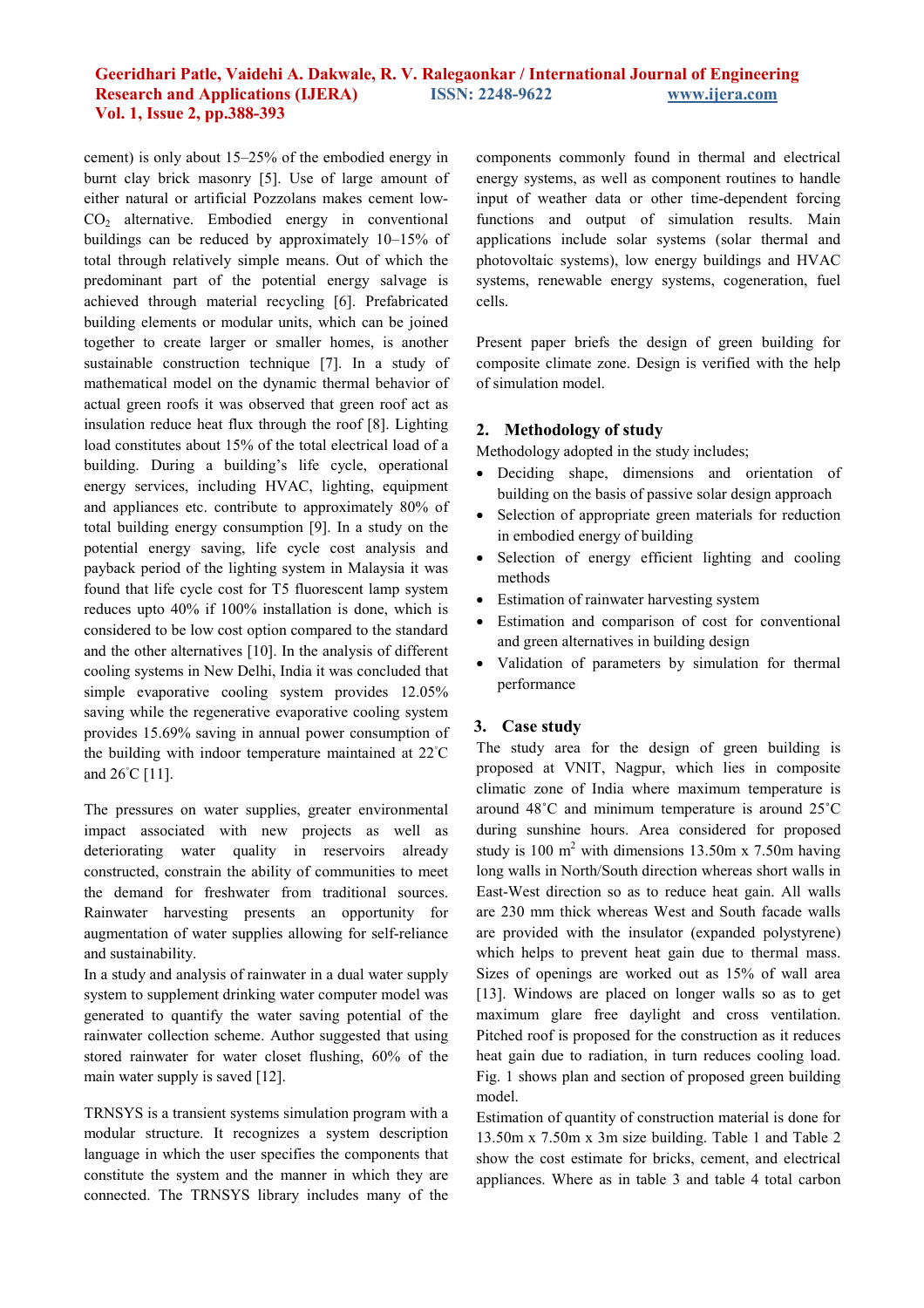cement) is only about 15–25% of the embodied energy in burnt clay brick masonry [5]. Use of large amount of either natural or artificial Pozzolans makes cement low-$CO_2$ alternative. Embodied energy in conventional buildings can be reduced by approximately 10–15% of total through relatively simple means. Out of which the predominant part of the potential energy salvage is achieved through material recycling [6]. Prefabricated building elements or modular units, which can be joined together to create larger or smaller homes, is another sustainable construction technique [7]. In a study of mathematical model on the dynamic thermal behavior of actual green roofs it was observed that green roof act as insulation reduce heat flux through the roof [8]. Lighting load constitutes about 15% of the total electrical load of a building. During a building's life cycle, operational energy services, including HVAC, lighting, equipment and appliances etc. contribute to approximately 80% of total building energy consumption [9]. In a study on the potential energy saving, life cycle cost analysis and payback period of the lighting system in Malaysia it was found that life cycle cost for T5 fluorescent lamp system reduces upto 40% if 100% installation is done, which is considered to be low cost option compared to the standard and the other alternatives [10]. In the analysis of different cooling systems in New Delhi, India it was concluded that simple evaporative cooling system provides 12.05% saving while the regenerative evaporative cooling system provides 15.69% saving in annual power consumption of the building with indoor temperature maintained at 22˚C and 26˚C [11].

The pressures on water supplies, greater environmental impact associated with new projects as well as deteriorating water quality in reservoirs already constructed, constrain the ability of communities to meet the demand for freshwater from traditional sources. Rainwater harvesting presents an opportunity for augmentation of water supplies allowing for self-reliance and sustainability.

In a study and analysis of rainwater in a dual water supply system to supplement drinking water computer model was generated to quantify the water saving potential of the rainwater collection scheme. Author suggested that using stored rainwater for water closet flushing, 60% of the main water supply is saved [12].

TRNSYS is a transient systems simulation program with a modular structure. It recognizes a system description language in which the user specifies the components that constitute the system and the manner in which they are connected. The TRNSYS library includes many of the components commonly found in thermal and electrical energy systems, as well as component routines to handle input of weather data or other time-dependent forcing functions and output of simulation results. Main applications include solar systems (solar thermal and photovoltaic systems), low energy buildings and HVAC systems, renewable energy systems, cogeneration, fuel cells.

Present paper briefs the design of green building for composite climate zone. Design is verified with the help of simulation model.

## 2. Methodology of study

Methodology adopted in the study includes;

- Deciding shape, dimensions and orientation of building on the basis of passive solar design approach
- Selection of appropriate green materials for reduction in embodied energy of building
- Selection of energy efficient lighting and cooling methods
- Estimation of rainwater harvesting system
- Estimation and comparison of cost for conventional and green alternatives in building design
- Validation of parameters by simulation for thermal performance

## 3. Case study

The study area for the design of green building is proposed at VNIT, Nagpur, which lies in composite climatic zone of India where maximum temperature is around 48˚C and minimum temperature is around 25˚C during sunshine hours. Area considered for proposed study is 100 $m^2$ with dimensions 13.50m x 7.50m having long walls in North/South direction whereas short walls in East-West direction so as to reduce heat gain. All walls are 230 mm thick whereas West and South facade walls are provided with the insulator (expanded polystyrene) which helps to prevent heat gain due to thermal mass. Sizes of openings are worked out as 15% of wall area [13]. Windows are placed on longer walls so as to get maximum glare free daylight and cross ventilation. Pitched roof is proposed for the construction as it reduces heat gain due to radiation, in turn reduces cooling load. Fig. 1 shows plan and section of proposed green building model.

Estimation of quantity of construction material is done for 13.50m x 7.50m x 3m size building. Table 1 and Table 2 show the cost estimate for bricks, cement, and electrical appliances. Where as in table 3 and table 4 total carbon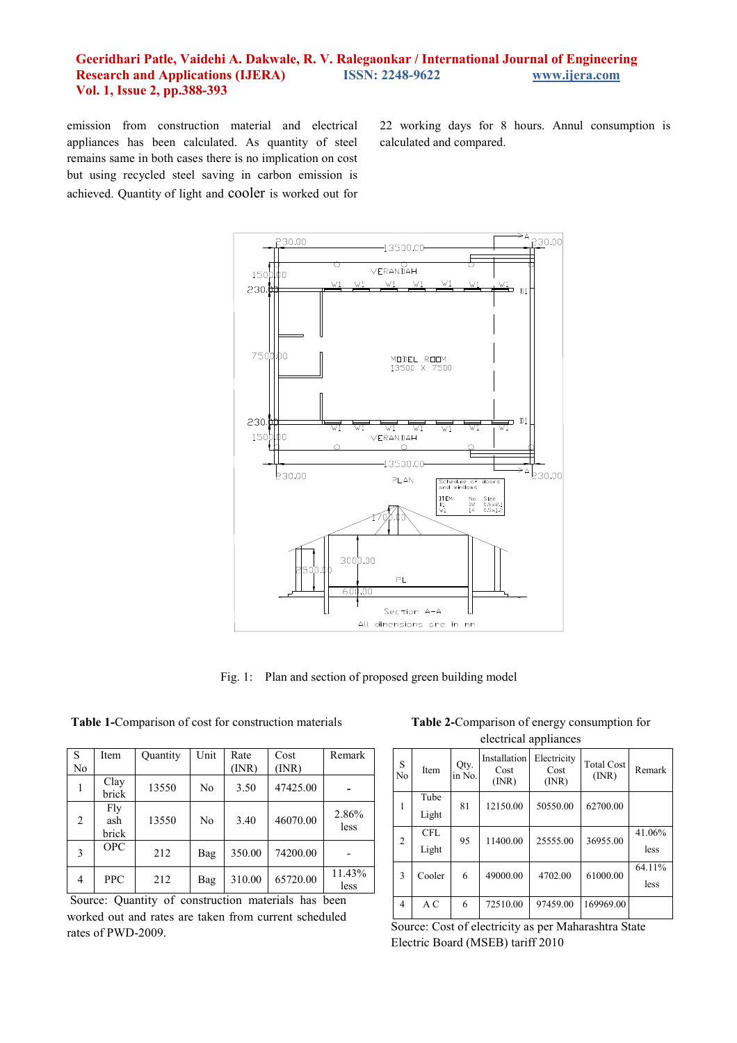emission from construction material and electrical appliances has been calculated. As quantity of steel remains same in both cases there is no implication on cost but using recycled steel saving in carbon emission is achieved. Quantity of light and cooler is worked out for 22 working days for 8 hours. Annul consumption is calculated and compared.

Fig. 1: Plan and section of proposed green building model

**Table 1-**Comparison of cost for construction materials

| S No | Item | Quantity | Unit | Rate (INR) | Cost (INR) | Remark |
|---|---|---|---|---|---|---|
| 1 | Clay brick | 13550 | No | 3.50 | 47425.00 | - |
| 2 | Fly ash brick | 13550 | No | 3.40 | 46070.00 | 2.86% less |
| 3 | OPC | 212 | Bag | 350.00 | 74200.00 | - |
| 4 | PPC | 212 | Bag | 310.00 | 65720.00 | 11.43% less |

Source: Quantity of construction materials has been worked out and rates are taken from current scheduled rates of PWD-2009.

**Table 2-**Comparison of energy consumption for electrical appliances

| S No | Item | Qty. in No. | Installation Cost (INR) | Electricity Cost (INR) | Total Cost (INR) | Remark |
|---|---|---|---|---|---|---|
| 1 | Tube Light | 81 | 12150.00 | 50550.00 | 62700.00 | |
| 2 | CFL Light | 95 | 11400.00 | 25555.00 | 36955.00 | 41.06% less |
| 3 | Cooler | 6 | 49000.00 | 4702.00 | 61000.00 | 64.11% less |
| 4 | A C | 6 | 72510.00 | 97459.00 | 169969.00 | |

Source: Cost of electricity as per Maharashtra State Electric Board (MSEB) tariff 2010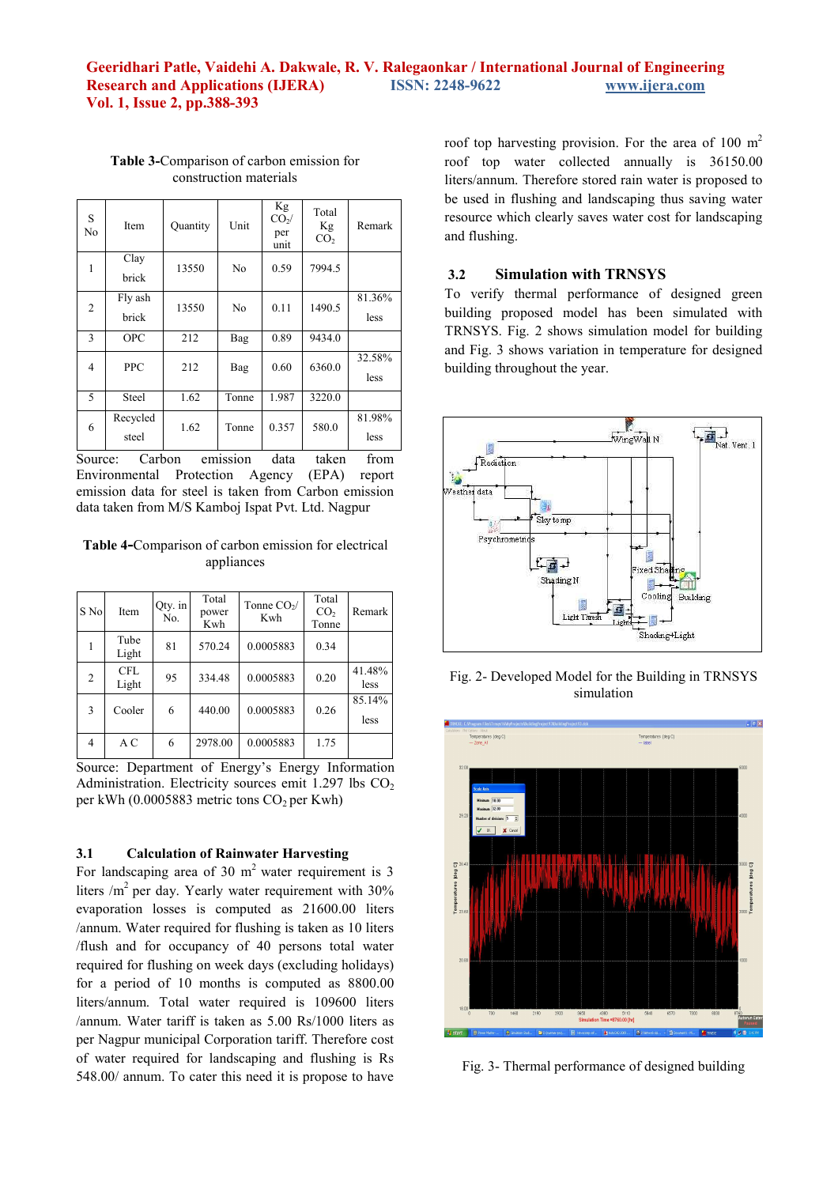**Table 3**-Comparison of carbon emission for construction materials

| S No | Item | Quantity | Unit | Kg $CO_2$/ per unit | Total Kg $CO_2$ | Remark |
|---|---|---|---|---|---|---|
| 1 | Clay brick | 13550 | No | 0.59 | 7994.5 | |
| 2 | Fly ash brick | 13550 | No | 0.11 | 1490.5 | 81.36% less |
| 3 | OPC | 212 | Bag | 0.89 | 9434.0 | |
| 4 | PPC | 212 | Bag | 0.60 | 6360.0 | 32.58% less |
| 5 | Steel | 1.62 | Tonne | 1.987 | 3220.0 | |
| 6 | Recycled steel | 1.62 | Tonne | 0.357 | 580.0 | 81.98% less |

Source: Carbon emission data taken from Environmental Protection Agency (EPA) report emission data for steel is taken from Carbon emission data taken from M/S Kamboj Ispat Pvt. Ltd. Nagpur

**Table 4**-Comparison of carbon emission for electrical appliances

| S No | Item | Qty. in No. | Total power Kwh | Tonne $CO_2$/ Kwh | Total $CO_2$ Tonne | Remark |
|---|---|---|---|---|---|---|
| 1 | Tube Light | 81 | 570.24 | 0.0005883 | 0.34 | |
| 2 | CFL Light | 95 | 334.48 | 0.0005883 | 0.20 | 41.48% less |
| 3 | Cooler | 6 | 440.00 | 0.0005883 | 0.26 | 85.14% less |
| 4 | A C | 6 | 2978.00 | 0.0005883 | 1.75 | |

Source: Department of Energy's Energy Information Administration. Electricity sources emit 1.297 lbs $CO_2$ per kWh (0.0005883 metric tons $CO_2$ per Kwh)

### 3.1 Calculation of Rainwater Harvesting

For landscaping area of 30 $m^2$ water requirement is 3 liters /$m^2$ per day. Yearly water requirement with 30% evaporation losses is computed as 21600.00 liters /annum. Water required for flushing is taken as 10 liters /flush and for occupancy of 40 persons total water required for flushing on week days (excluding holidays) for a period of 10 months is computed as 8800.00 liters/annum. Total water required is 109600 liters /annum. Water tariff is taken as 5.00 Rs/1000 liters as per Nagpur municipal Corporation tariff. Therefore cost of water required for landscaping and flushing is Rs 548.00/ annum. To cater this need it is propose to have roof top harvesting provision. For the area of 100 $m^2$ roof top water collected annually is 36150.00 liters/annum. Therefore stored rain water is proposed to be used in flushing and landscaping thus saving water resource which clearly saves water cost for landscaping and flushing.

### 3.2 Simulation with TRNSYS

To verify thermal performance of designed green building proposed model has been simulated with TRNSYS. Fig. 2 shows simulation model for building and Fig. 3 shows variation in temperature for designed building throughout the year.

Fig. 2- Developed Model for the Building in TRNSYS simulation

Fig. 3- Thermal performance of designed building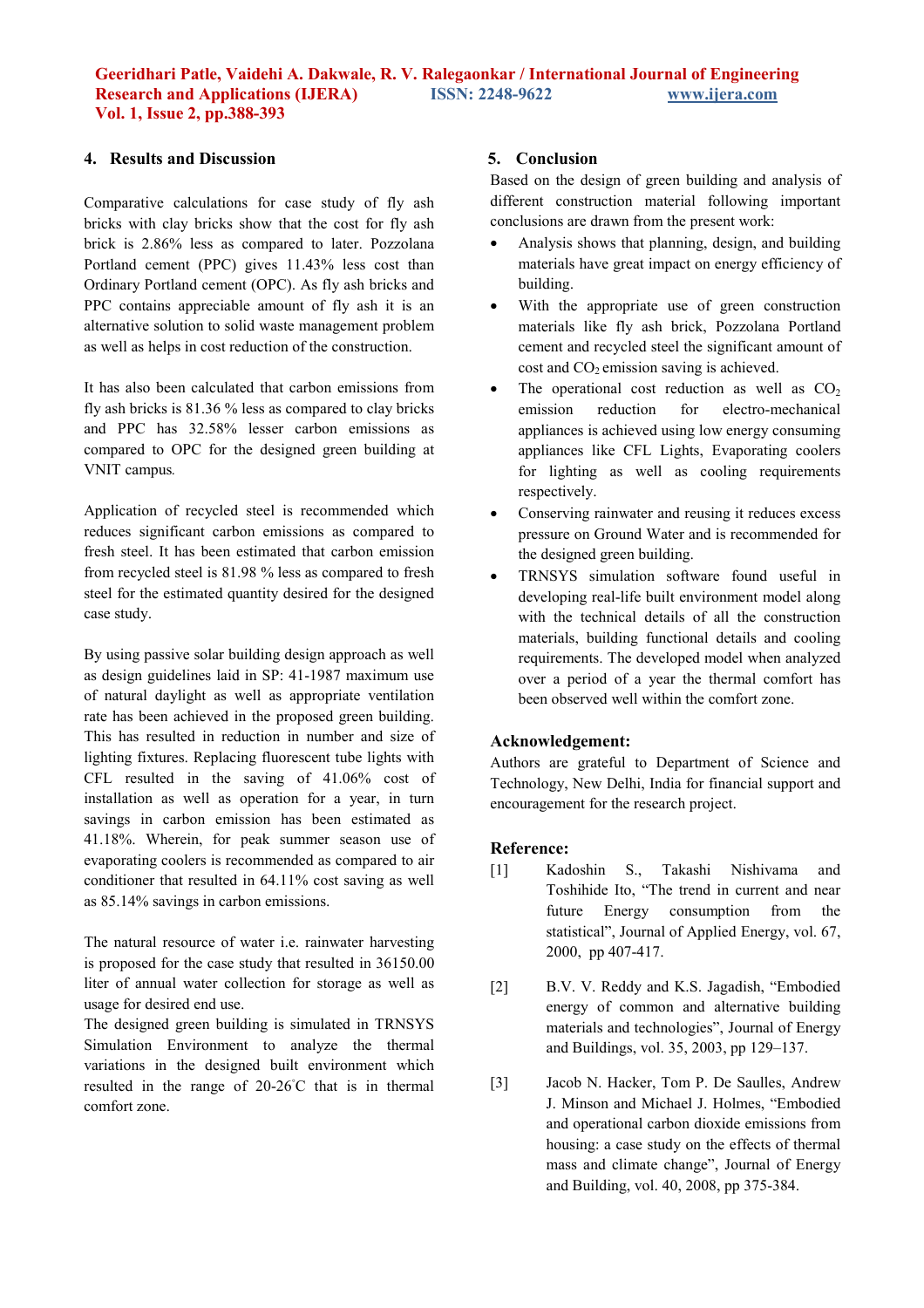## 4. Results and Discussion

Comparative calculations for case study of fly ash bricks with clay bricks show that the cost for fly ash brick is 2.86% less as compared to later. Pozzolana Portland cement (PPC) gives 11.43% less cost than Ordinary Portland cement (OPC). As fly ash bricks and PPC contains appreciable amount of fly ash it is an alternative solution to solid waste management problem as well as helps in cost reduction of the construction.

It has also been calculated that carbon emissions from fly ash bricks is 81.36 % less as compared to clay bricks and PPC has 32.58% lesser carbon emissions as compared to OPC for the designed green building at VNIT campus.

Application of recycled steel is recommended which reduces significant carbon emissions as compared to fresh steel. It has been estimated that carbon emission from recycled steel is 81.98 % less as compared to fresh steel for the estimated quantity desired for the designed case study.

By using passive solar building design approach as well as design guidelines laid in SP: 41-1987 maximum use of natural daylight as well as appropriate ventilation rate has been achieved in the proposed green building. This has resulted in reduction in number and size of lighting fixtures. Replacing fluorescent tube lights with CFL resulted in the saving of 41.06% cost of installation as well as operation for a year, in turn savings in carbon emission has been estimated as 41.18%. Wherein, for peak summer season use of evaporating coolers is recommended as compared to air conditioner that resulted in 64.11% cost saving as well as 85.14% savings in carbon emissions.

The natural resource of water i.e. rainwater harvesting is proposed for the case study that resulted in 36150.00 liter of annual water collection for storage as well as usage for desired end use.

The designed green building is simulated in TRNSYS Simulation Environment to analyze the thermal variations in the designed built environment which resulted in the range of 20-26°C that is in thermal comfort zone.

## 5. Conclusion

Based on the design of green building and analysis of different construction material following important conclusions are drawn from the present work:

- Analysis shows that planning, design, and building materials have great impact on energy efficiency of building.
- With the appropriate use of green construction materials like fly ash brick, Pozzolana Portland cement and recycled steel the significant amount of cost and $CO_2$ emission saving is achieved.
- The operational cost reduction as well as $CO_2$ emission reduction for electro-mechanical appliances is achieved using low energy consuming appliances like CFL Lights, Evaporating coolers for lighting as well as cooling requirements respectively.
- Conserving rainwater and reusing it reduces excess pressure on Ground Water and is recommended for the designed green building.
- TRNSYS simulation software found useful in developing real-life built environment model along with the technical details of all the construction materials, building functional details and cooling requirements. The developed model when analyzed over a period of a year the thermal comfort has been observed well within the comfort zone.

## Acknowledgement:

Authors are grateful to Department of Science and Technology, New Delhi, India for financial support and encouragement for the research project.

## Reference:

[1] Kadoshin S., Takashi Nishivama and Toshihide Ito, "The trend in current and near future Energy consumption from the statistical", Journal of Applied Energy, vol. 67, 2000, pp 407-417.

[2] B.V. V. Reddy and K.S. Jagadish, "Embodied energy of common and alternative building materials and technologies", Journal of Energy and Buildings, vol. 35, 2003, pp 129–137.

[3] Jacob N. Hacker, Tom P. De Saulles, Andrew J. Minson and Michael J. Holmes, "Embodied and operational carbon dioxide emissions from housing: a case study on the effects of thermal mass and climate change", Journal of Energy and Building, vol. 40, 2008, pp 375-384.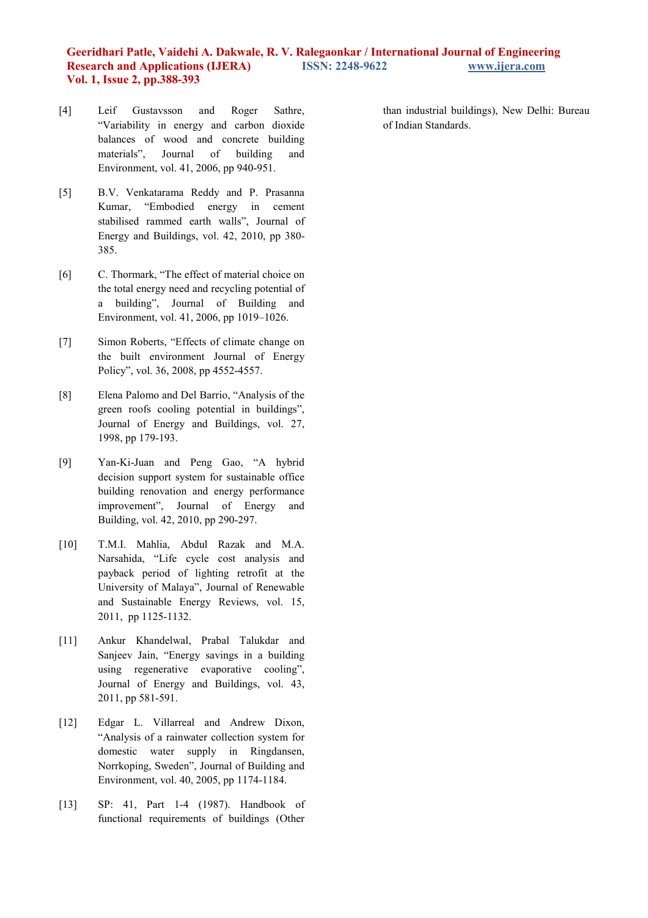[4] Leif Gustavsson and Roger Sathre, "Variability in energy and carbon dioxide balances of wood and concrete building materials", Journal of building and Environment, vol. 41, 2006, pp 940-951.

[5] B.V. Venkatarama Reddy and P. Prasanna Kumar, "Embodied energy in cement stabilised rammed earth walls", Journal of Energy and Buildings, vol. 42, 2010, pp 380-385.

[6] C. Thormark, "The effect of material choice on the total energy need and recycling potential of a building", Journal of Building and Environment, vol. 41, 2006, pp 1019–1026.

[7] Simon Roberts, "Effects of climate change on the built environment Journal of Energy Policy", vol. 36, 2008, pp 4552-4557.

[8] Elena Palomo and Del Barrio, "Analysis of the green roofs cooling potential in buildings", Journal of Energy and Buildings, vol. 27, 1998, pp 179-193.

[9] Yan-Ki-Juan and Peng Gao, "A hybrid decision support system for sustainable office building renovation and energy performance improvement", Journal of Energy and Building, vol. 42, 2010, pp 290-297.

[10] T.M.I. Mahlia, Abdul Razak and M.A. Narsahida, "Life cycle cost analysis and payback period of lighting retrofit at the University of Malaya", Journal of Renewable and Sustainable Energy Reviews, vol. 15, 2011, pp 1125-1132.

[11] Ankur Khandelwal, Prabal Talukdar and Sanjeev Jain, "Energy savings in a building using regenerative evaporative cooling", Journal of Energy and Buildings, vol. 43, 2011, pp 581-591.

[12] Edgar L. Villarreal and Andrew Dixon, "Analysis of a rainwater collection system for domestic water supply in Ringdansen, Norrkoping, Sweden", Journal of Building and Environment, vol. 40, 2005, pp 1174-1184.

[13] SP: 41, Part 1-4 (1987). Handbook of functional requirements of buildings (Other than industrial buildings), New Delhi: Bureau of Indian Standards.